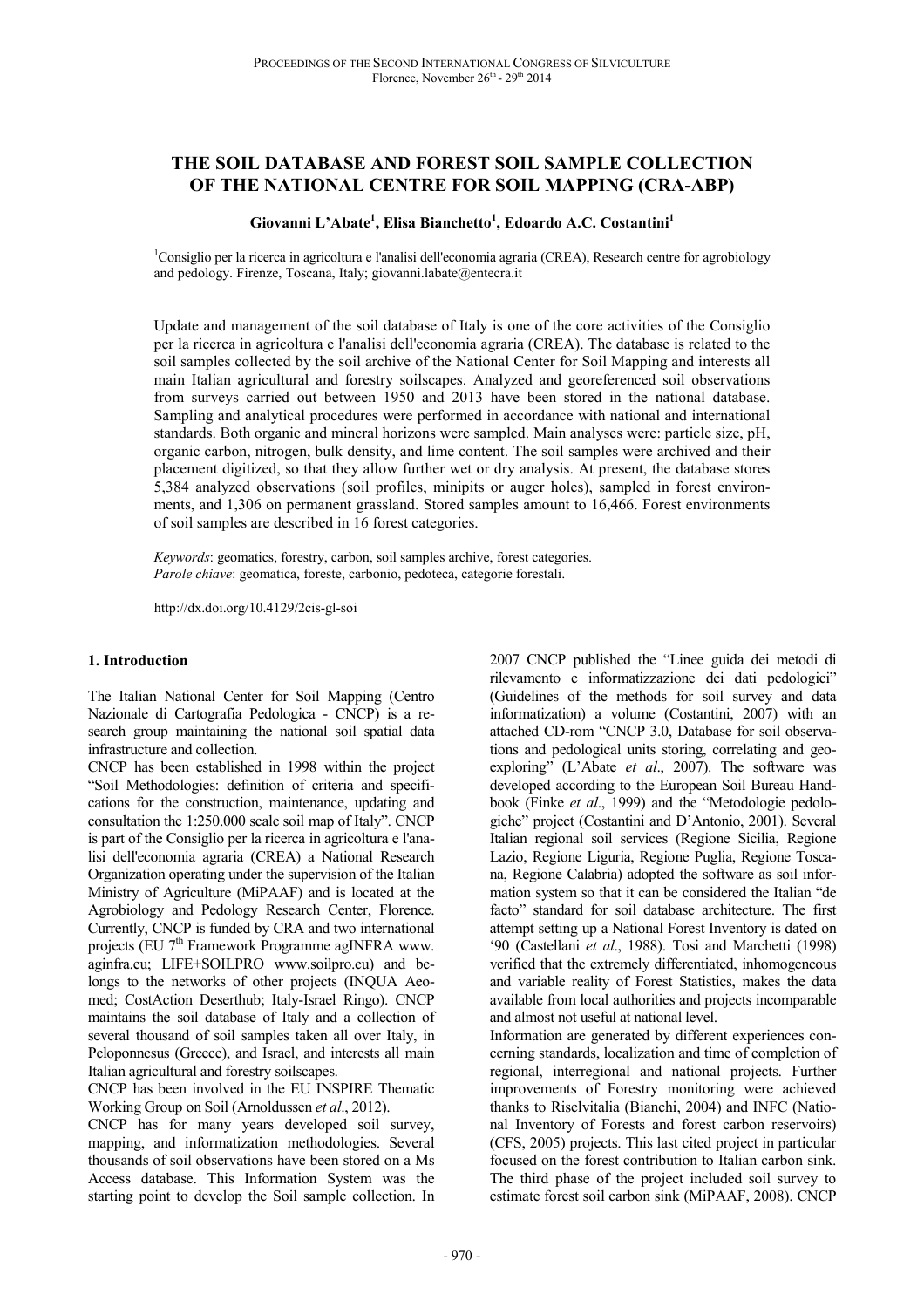# THE SOIL DATABASE AND FOREST SOIL SAMPLE COLLECTION OF THE NATIONAL CENTRE FOR SOIL MAPPING (CRA-ABP)

**Giovanni L'Abate[1], Elisa Bianchetto[1], Edoardo A.C. Costantini[1]**

[1]Consiglio per la ricerca in agricoltura e l'analisi dell'economia agraria (CREA), Research centre for agrobiology and pedology. Firenze, Toscana, Italy; giovanni.labate@entecra.it

Update and management of the soil database of Italy is one of the core activities of the Consiglio per la ricerca in agricoltura e l'analisi dell'economia agraria (CREA). The database is related to the soil samples collected by the soil archive of the National Center for Soil Mapping and interests all main Italian agricultural and forestry soilscapes. Analyzed and georeferenced soil observations from surveys carried out between 1950 and 2013 have been stored in the national database. Sampling and analytical procedures were performed in accordance with national and international standards. Both organic and mineral horizons were sampled. Main analyses were: particle size, pH, organic carbon, nitrogen, bulk density, and lime content. The soil samples were archived and their placement digitized, so that they allow further wet or dry analysis. At present, the database stores 5,384 analyzed observations (soil profiles, minipits or auger holes), sampled in forest environments, and 1,306 on permanent grassland. Stored samples amount to 16,466. Forest environments of soil samples are described in 16 forest categories.

*Keywords*: geomatics, forestry, carbon, soil samples archive, forest categories.
*Parole chiave*: geomatica, foreste, carbonio, pedoteca, categorie forestali.

http://dx.doi.org/10.4129/2cis-gl-soi

## 1. Introduction

The Italian National Center for Soil Mapping (Centro Nazionale di Cartografia Pedologica - CNCP) is a research group maintaining the national soil spatial data infrastructure and collection.

CNCP has been established in 1998 within the project "Soil Methodologies: definition of criteria and specifications for the construction, maintenance, updating and consultation the 1:250.000 scale soil map of Italy". CNCP is part of the Consiglio per la ricerca in agricoltura e l'analisi dell'economia agraria (CREA) a National Research Organization operating under the supervision of the Italian Ministry of Agriculture (MiPAAF) and is located at the Agrobiology and Pedology Research Center, Florence. Currently, CNCP is funded by CRA and two international projects (EU 7[th] Framework Programme agINFRA www.aginfra.eu; LIFE+SOILPRO www.soilpro.eu) and belongs to the networks of other projects (INQUA Aeomed; CostAction Deserthub; Italy-Israel Ringo). CNCP maintains the soil database of Italy and a collection of several thousand of soil samples taken all over Italy, in Peloponnesus (Greece), and Israel, and interests all main Italian agricultural and forestry soilscapes.

CNCP has been involved in the EU INSPIRE Thematic Working Group on Soil (Arnoldussen *et al*., 2012).

CNCP has for many years developed soil survey, mapping, and informatization methodologies. Several thousands of soil observations have been stored on a Ms Access database. This Information System was the starting point to develop the Soil sample collection. In 2007 CNCP published the "Linee guida dei metodi di rilevamento e informatizzazione dei dati pedologici" (Guidelines of the methods for soil survey and data informatization) a volume (Costantini, 2007) with an attached CD-rom "CNCP 3.0, Database for soil observations and pedological units storing, correlating and geo-exploring" (L'Abate *et al*., 2007). The software was developed according to the European Soil Bureau Handbook (Finke *et al*., 1999) and the "Metodologie pedologiche" project (Costantini and D'Antonio, 2001). Several Italian regional soil services (Regione Sicilia, Regione Lazio, Regione Liguria, Regione Puglia, Regione Toscana, Regione Calabria) adopted the software as soil information system so that it can be considered the Italian "de facto" standard for soil database architecture. The first attempt setting up a National Forest Inventory is dated on '90 (Castellani *et al*., 1988). Tosi and Marchetti (1998) verified that the extremely differentiated, inhomogeneous and variable reality of Forest Statistics, makes the data available from local authorities and projects incomparable and almost not useful at national level.

Information are generated by different experiences concerning standards, localization and time of completion of regional, interregional and national projects. Further improvements of Forestry monitoring were achieved thanks to Riselvitalia (Bianchi, 2004) and INFC (National Inventory of Forests and forest carbon reservoirs) (CFS, 2005) projects. This last cited project in particular focused on the forest contribution to Italian carbon sink. The third phase of the project included soil survey to estimate forest soil carbon sink (MiPAAF, 2008). CNCP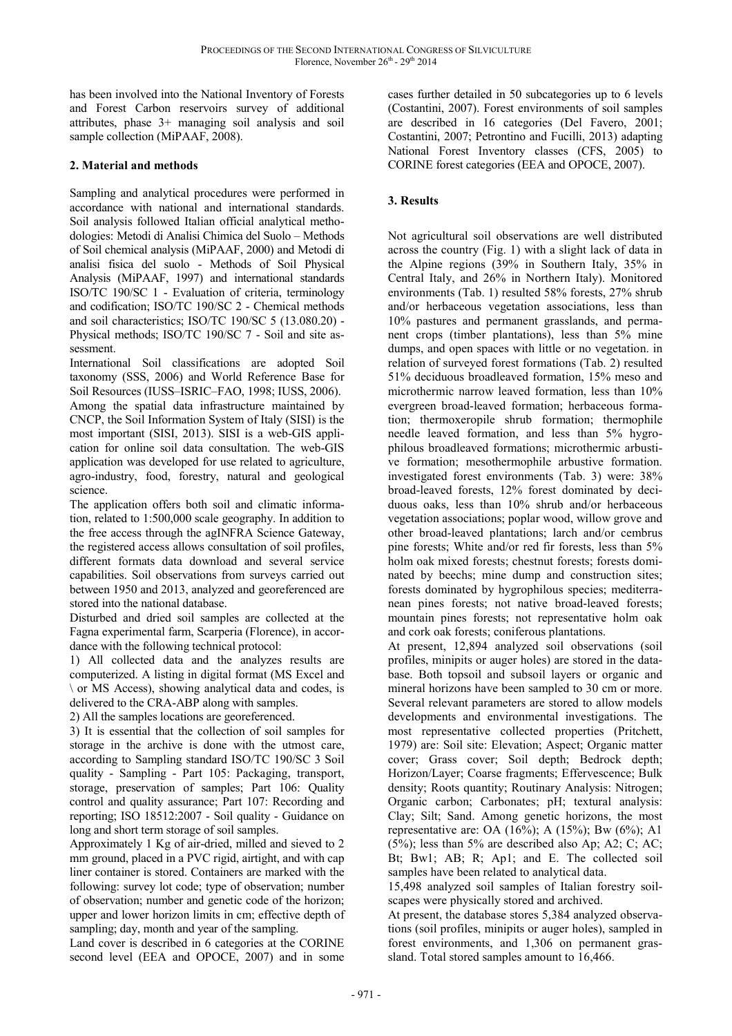has been involved into the National Inventory of Forests and Forest Carbon reservoirs survey of additional attributes, phase 3+ managing soil analysis and soil sample collection (MiPAAF, 2008).

## 2. Material and methods

Sampling and analytical procedures were performed in accordance with national and international standards. Soil analysis followed Italian official analytical methodologies: Metodi di Analisi Chimica del Suolo – Methods of Soil chemical analysis (MiPAAF, 2000) and Metodi di analisi fisica del suolo - Methods of Soil Physical Analysis (MiPAAF, 1997) and international standards ISO/TC 190/SC 1 - Evaluation of criteria, terminology and codification; ISO/TC 190/SC 2 - Chemical methods and soil characteristics; ISO/TC 190/SC 5 (13.080.20) - Physical methods; ISO/TC 190/SC 7 - Soil and site assessment.

International Soil classifications are adopted Soil taxonomy (SSS, 2006) and World Reference Base for Soil Resources (IUSS–ISRIC–FAO, 1998; IUSS, 2006).

Among the spatial data infrastructure maintained by CNCP, the Soil Information System of Italy (SISI) is the most important (SISI, 2013). SISI is a web-GIS application for online soil data consultation. The web-GIS application was developed for use related to agriculture, agro-industry, food, forestry, natural and geological science.

The application offers both soil and climatic information, related to 1:500,000 scale geography. In addition to the free access through the agINFRA Science Gateway, the registered access allows consultation of soil profiles, different formats data download and several service capabilities. Soil observations from surveys carried out between 1950 and 2013, analyzed and georeferenced are stored into the national database.

Disturbed and dried soil samples are collected at the Fagna experimental farm, Scarperia (Florence), in accordance with the following technical protocol:

1) All collected data and the analyzes results are computerized. A listing in digital format (MS Excel and \ or MS Access), showing analytical data and codes, is delivered to the CRA-ABP along with samples.

2) All the samples locations are georeferenced.

3) It is essential that the collection of soil samples for storage in the archive is done with the utmost care, according to Sampling standard ISO/TC 190/SC 3 Soil quality - Sampling - Part 105: Packaging, transport, storage, preservation of samples; Part 106: Quality control and quality assurance; Part 107: Recording and reporting; ISO 18512:2007 - Soil quality - Guidance on long and short term storage of soil samples.

Approximately 1 Kg of air-dried, milled and sieved to 2 mm ground, placed in a PVC rigid, airtight, and with cap liner container is stored. Containers are marked with the following: survey lot code; type of observation; number of observation; number and genetic code of the horizon; upper and lower horizon limits in cm; effective depth of sampling; day, month and year of the sampling.

Land cover is described in 6 categories at the CORINE second level (EEA and OPOCE, 2007) and in some cases further detailed in 50 subcategories up to 6 levels (Costantini, 2007). Forest environments of soil samples are described in 16 categories (Del Favero, 2001; Costantini, 2007; Petrontino and Fucilli, 2013) adapting National Forest Inventory classes (CFS, 2005) to CORINE forest categories (EEA and OPOCE, 2007).

## 3. Results

Not agricultural soil observations are well distributed across the country (Fig. 1) with a slight lack of data in the Alpine regions (39% in Southern Italy, 35% in Central Italy, and 26% in Northern Italy). Monitored environments (Tab. 1) resulted 58% forests, 27% shrub and/or herbaceous vegetation associations, less than 10% pastures and permanent grasslands, and permanent crops (timber plantations), less than 5% mine dumps, and open spaces with little or no vegetation. in relation of surveyed forest formations (Tab. 2) resulted 51% deciduous broadleaved formation, 15% meso and microthermic narrow leaved formation, less than 10% evergreen broad-leaved formation; herbaceous formation; thermoxeropile shrub formation; thermophile needle leaved formation, and less than 5% hygrophilous broadleaved formations; microthermic arbustive formation; mesothermophile arbustive formation. investigated forest environments (Tab. 3) were: 38% broad-leaved forests, 12% forest dominated by deciduous oaks, less than 10% shrub and/or herbaceous vegetation associations; poplar wood, willow grove and other broad-leaved plantations; larch and/or cembrus pine forests; White and/or red fir forests, less than 5% holm oak mixed forests; chestnut forests; forests dominated by beechs; mine dump and construction sites; forests dominated by hygrophilous species; mediterranean pines forests; not native broad-leaved forests; mountain pines forests; not representative holm oak and cork oak forests; coniferous plantations.

At present, 12,894 analyzed soil observations (soil profiles, minipits or auger holes) are stored in the database. Both topsoil and subsoil layers or organic and mineral horizons have been sampled to 30 cm or more. Several relevant parameters are stored to allow models developments and environmental investigations. The most representative collected properties (Pritchett, 1979) are: Soil site: Elevation; Aspect; Organic matter cover; Grass cover; Soil depth; Bedrock depth; Horizon/Layer; Coarse fragments; Effervescence; Bulk density; Roots quantity; Routinary Analysis: Nitrogen; Organic carbon; Carbonates; pH; textural analysis: Clay; Silt; Sand. Among genetic horizons, the most representative are: OA (16%); A (15%); Bw (6%); A1 (5%); less than 5% are described also Ap; A2; C; AC; Bt; Bw1; AB; R; Ap1; and E. The collected soil samples have been related to analytical data.

15,498 analyzed soil samples of Italian forestry soilscapes were physically stored and archived.

At present, the database stores 5,384 analyzed observations (soil profiles, minipits or auger holes), sampled in forest environments, and 1,306 on permanent grassland. Total stored samples amount to 16,466.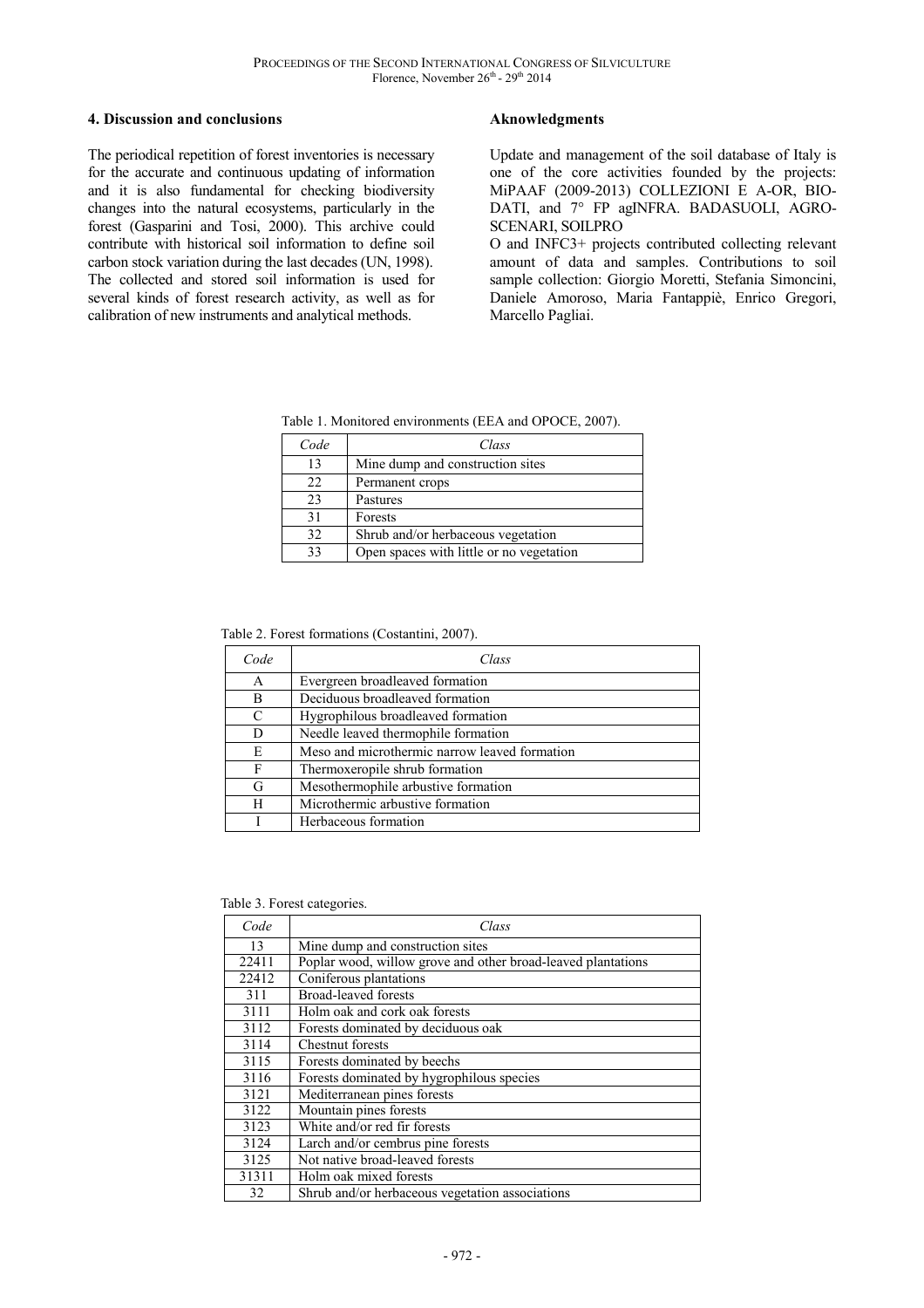## 4. Discussion and conclusions

The periodical repetition of forest inventories is necessary for the accurate and continuous updating of information and it is also fundamental for checking biodiversity changes into the natural ecosystems, particularly in the forest (Gasparini and Tosi, 2000). This archive could contribute with historical soil information to define soil carbon stock variation during the last decades (UN, 1998). The collected and stored soil information is used for several kinds of forest research activity, as well as for calibration of new instruments and analytical methods.

## Aknowledgments

Update and management of the soil database of Italy is one of the core activities founded by the projects: MiPAAF (2009-2013) COLLEZIONI E A-OR, BIO-DATI, and 7° FP agINFRA. BADASUOLI, AGRO-SCENARI, SOILPRO O and INFC3+ projects contributed collecting relevant amount of data and samples. Contributions to soil sample collection: Giorgio Moretti, Stefania Simoncini, Daniele Amoroso, Maria Fantappiè, Enrico Gregori, Marcello Pagliai.

Table 1. Monitored environments (EEA and OPOCE, 2007).

| *Code* | *Class* |
|---|---|
| 13 | Mine dump and construction sites |
| 22 | Permanent crops |
| 23 | Pastures |
| 31 | Forests |
| 32 | Shrub and/or herbaceous vegetation |
| 33 | Open spaces with little or no vegetation |

Table 2. Forest formations (Costantini, 2007).

| *Code* | *Class* |
|---|---|
| A | Evergreen broadleaved formation |
| B | Deciduous broadleaved formation |
| C | Hygrophilous broadleaved formation |
| D | Needle leaved thermophile formation |
| E | Meso and microthermic narrow leaved formation |
| F | Thermoxeropile shrub formation |
| G | Mesothermophile arbustive formation |
| H | Microthermic arbustive formation |
| I | Herbaceous formation |

Table 3. Forest categories.

| *Code* | *Class* |
|---|---|
| 13 | Mine dump and construction sites |
| 22411 | Poplar wood, willow grove and other broad-leaved plantations |
| 22412 | Coniferous plantations |
| 311 | Broad-leaved forests |
| 3111 | Holm oak and cork oak forests |
| 3112 | Forests dominated by deciduous oak |
| 3114 | Chestnut forests |
| 3115 | Forests dominated by beechs |
| 3116 | Forests dominated by hygrophilous species |
| 3121 | Mediterranean pines forests |
| 3122 | Mountain pines forests |
| 3123 | White and/or red fir forests |
| 3124 | Larch and/or cembrus pine forests |
| 3125 | Not native broad-leaved forests |
| 31311 | Holm oak mixed forests |
| 32 | Shrub and/or herbaceous vegetation associations |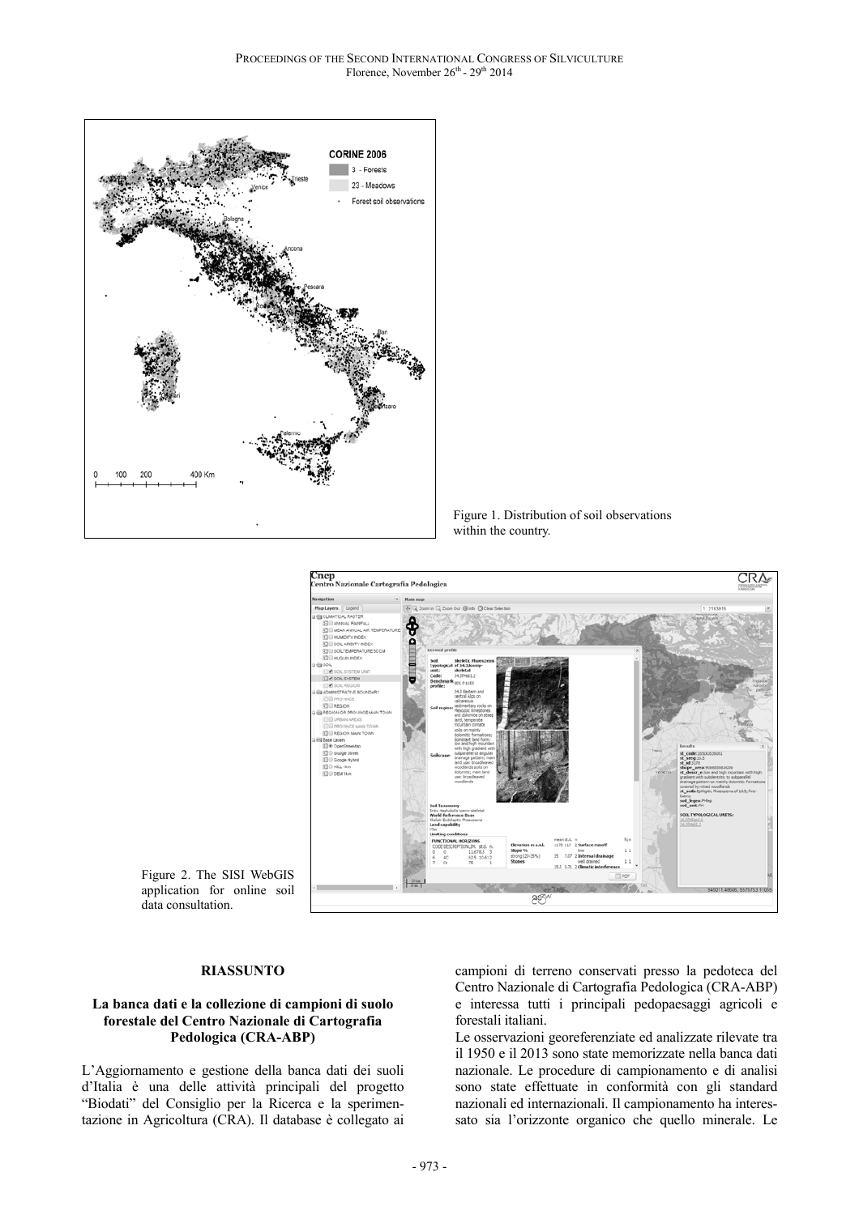Figure 1. Distribution of soil observations within the country.

Figure 2. The SISI WebGIS application for online soil data consultation.

## RIASSUNTO

### La banca dati e la collezione di campioni di suolo forestale del Centro Nazionale di Cartografia Pedologica (CRA-ABP)

L'Aggiornamento e gestione della banca dati dei suoli d'Italia è una delle attività principali del progetto "Biodati" del Consiglio per la Ricerca e la sperimentazione in Agricoltura (CRA). Il database è collegato ai campioni di terreno conservati presso la pedoteca del Centro Nazionale di Cartografia Pedologica (CRA-ABP) e interessa tutti i principali pedopaesaggi agricoli e forestali italiani.

Le osservazioni georeferenziate ed analizzate rilevate tra il 1950 e il 2013 sono state memorizzate nella banca dati nazionale. Le procedure di campionamento e di analisi sono state effettuate in conformità con gli standard nazionali ed internazionali. Il campionamento ha interessato sia l'orizzonte organico che quello minerale. Le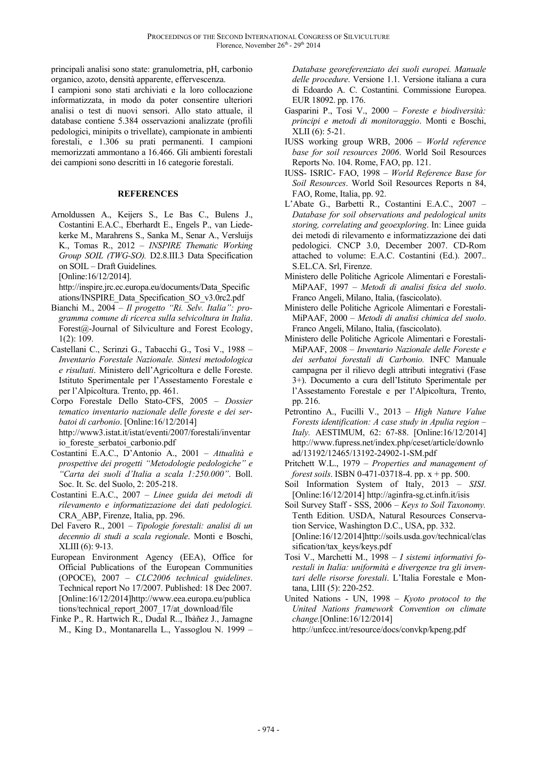principali analisi sono state: granulometria, pH, carbonio organico, azoto, densità apparente, effervescenza.

I campioni sono stati archiviati e la loro collocazione informatizzata, in modo da poter consentire ulteriori analisi o test di nuovi sensori. Allo stato attuale, il database contiene 5.384 osservazioni analizzate (profili pedologici, minipits o trivellate), campionate in ambienti forestali, e 1.306 su prati permanenti. I campioni memorizzati ammontano a 16.466. Gli ambienti forestali dei campioni sono descritti in 16 categorie forestali.

## REFERENCES

Arnoldussen A., Keijers S., Le Bas C., Bulens J., Costantini E.A.C., Eberhardt E., Engels P., van Liedekerke M., Marahrens S., Sanka M., Senar A., Versluijs K., Tomas R., 2012 – *INSPIRE Thematic Working Group SOIL (TWG-SO).* D2.8.III.3 Data Specification on SOIL – Draft Guidelines. [Online:16/12/2014]. http://inspire.jrc.ec.europa.eu/documents/Data_Specifications/INSPIRE_Data_Specification_SO_v3.0rc2.pdf

Bianchi M., 2004 – *Il progetto "Ri. Selv. Italia": programma comune di ricerca sulla selvicoltura in Italia*. Forest@-Journal of Silviculture and Forest Ecology, 1(2): 109.

Castellani C., Scrinzi G., Tabacchi G., Tosi V., 1988 – *Inventario Forestale Nazionale. Sintesi metodologica e risultati*. Ministero dell'Agricoltura e delle Foreste. Istituto Sperimentale per l'Assestamento Forestale e per l'Alpicoltura. Trento, pp. 461.

Corpo Forestale Dello Stato-CFS, 2005 – *Dossier tematico inventario nazionale delle foreste e dei serbatoi di carbonio*. [Online:16/12/2014] http://www3.istat.it/istat/eventi/2007/forestali/inventario_foreste_serbatoi_carbonio.pdf

Costantini E.A.C., D'Antonio A., 2001 – *Attualità e prospettive dei progetti "Metodologie pedologiche" e "Carta dei suoli d'Italia a scala 1:250.000"*. Boll. Soc. It. Sc. del Suolo, 2: 205-218.

Costantini E.A.C., 2007 – *Linee guida dei metodi di rilevamento e informatizzazione dei dati pedologici.* CRA_ABP, Firenze, Italia, pp. 296.

Del Favero R., 2001 – *Tipologie forestali: analisi di un decennio di studi a scala regionale*. Monti e Boschi, XLIII (6): 9-13.

European Environment Agency (EEA), Office for Official Publications of the European Communities (OPOCE), 2007 – *CLC2006 technical guidelines*. Technical report No 17/2007. Published: 18 Dec 2007. [Online:16/12/2014]http://www.eea.europa.eu/publications/technical_report_2007_17/at_download/file

Finke P., R. Hartwich R., Dudal R.., Ibàñez J., Jamagne M., King D., Montanarella L., Yassoglou N. 1999 – *Database georeferenziato dei suoli europei. Manuale delle procedure*. Versione 1.1. Versione italiana a cura di Edoardo A. C. Costantini. Commissione Europea. EUR 18092. pp. 176.

Gasparini P., Tosi V., 2000 – *Foreste e biodiversità: principi e metodi di monitoraggio*. Monti e Boschi, XLII (6): 5-21.

IUSS working group WRB, 2006 – *World reference base for soil resources 2006*. World Soil Resources Reports No. 104. Rome, FAO, pp. 121.

IUSS- ISRIC- FAO, 1998 – *World Reference Base for Soil Resources*. World Soil Resources Reports n 84, FAO, Rome, Italia, pp. 92.

L'Abate G., Barbetti R., Costantini E.A.C., 2007 – *Database for soil observations and pedological units storing, correlating and geoexploring*. In: Linee guida dei metodi di rilevamento e informatizzazione dei dati pedologici. CNCP 3.0, December 2007. CD-Rom attached to volume: E.A.C. Costantini (Ed.). 2007.. S.EL.CA. Srl, Firenze.

Ministero delle Politiche Agricole Alimentari e Forestali-MiPAAF, 1997 – *Metodi di analisi fisica del suolo*. Franco Angeli, Milano, Italia, (fascicolato).

Ministero delle Politiche Agricole Alimentari e Forestali-MiPAAF, 2000 – *Metodi di analisi chimica del suolo*. Franco Angeli, Milano, Italia, (fascicolato).

Ministero delle Politiche Agricole Alimentari e Forestali-MiPAAF, 2008 – *Inventario Nazionale delle Foreste e dei serbatoi forestali di Carbonio.* INFC Manuale campagna per il rilievo degli attributi integrativi (Fase 3+). Documento a cura dell'Istituto Sperimentale per l'Assestamento Forestale e per l'Alpicoltura, Trento, pp. 216.

Petrontino A., Fucilli V., 2013 – *High Nature Value Forests identification: A case study in Apulia region – Italy.* AESTIMUM, 62: 67-88. [Online:16/12/2014] http://www.fupress.net/index.php/ceset/article/download/13192/12465/13192-24902-1-SM.pdf

Pritchett W.L., 1979 – *Properties and management of forest soils*. ISBN 0-471-03718-4. pp. x + pp. 500.

Soil Information System of Italy, 2013 – *SISI*. [Online:16/12/2014] http://aginfra-sg.ct.infn.it/isis

Soil Survey Staff - SSS, 2006 – *Keys to Soil Taxonomy.* Tenth Edition. USDA, Natural Resources Conservation Service, Washington D.C., USA, pp. 332. [Online:16/12/2014]http://soils.usda.gov/technical/classification/tax_keys/keys.pdf

Tosi V., Marchetti M., 1998 – *I sistemi informativi forestali in Italia: uniformità e divergenze tra gli inventari delle risorse forestali*. L'Italia Forestale e Montana, LIII (5): 220-252.

United Nations - UN, 1998 – *Kyoto protocol to the United Nations framework Convention on climate change.*[Online:16/12/2014] http://unfccc.int/resource/docs/convkp/kpeng.pdf